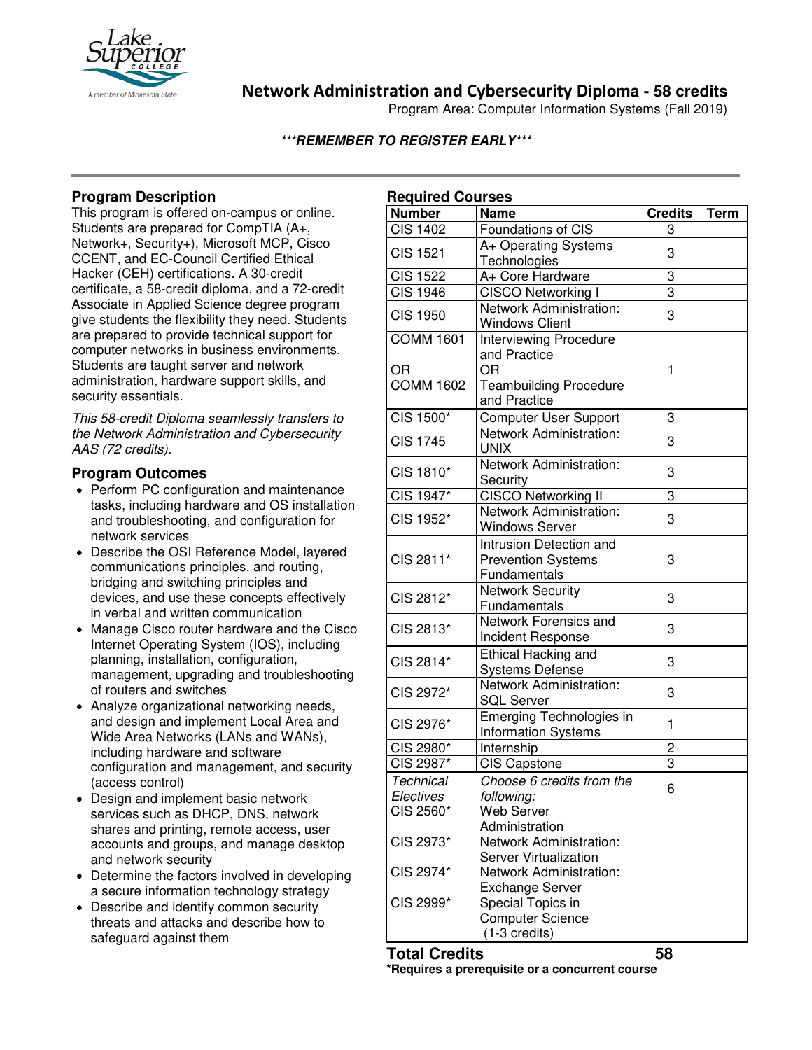# Network Administration and Cybersecurity Diploma - 58 credits

Program Area: Computer Information Systems (Fall 2019)

***REMEMBER TO REGISTER EARLY***

## Program Description

This program is offered on-campus or online. Students are prepared for CompTIA (A+, Network+, Security+), Microsoft MCP, Cisco CCENT, and EC-Council Certified Ethical Hacker (CEH) certifications. A 30-credit certificate, a 58-credit diploma, and a 72-credit Associate in Applied Science degree program give students the flexibility they need. Students are prepared to provide technical support for computer networks in business environments. Students are taught server and network administration, hardware support skills, and security essentials.

*This 58-credit Diploma seamlessly transfers to the Network Administration and Cybersecurity AAS (72 credits).*

## Program Outcomes

- Perform PC configuration and maintenance tasks, including hardware and OS installation and troubleshooting, and configuration for network services
- Describe the OSI Reference Model, layered communications principles, and routing, bridging and switching principles and devices, and use these concepts effectively in verbal and written communication
- Manage Cisco router hardware and the Cisco Internet Operating System (IOS), including planning, installation, configuration, management, upgrading and troubleshooting of routers and switches
- Analyze organizational networking needs, and design and implement Local Area and Wide Area Networks (LANs and WANs), including hardware and software configuration and management, and security (access control)
- Design and implement basic network services such as DHCP, DNS, network shares and printing, remote access, user accounts and groups, and manage desktop and network security
- Determine the factors involved in developing a secure information technology strategy
- Describe and identify common security threats and attacks and describe how to safeguard against them

## Required Courses

| Number | Name | Credits | Term |
|---|---|---|---|
| CIS 1402 | Foundations of CIS | 3 | |
| CIS 1521 | A+ Operating Systems Technologies | 3 | |
| CIS 1522 | A+ Core Hardware | 3 | |
| CIS 1946 | CISCO Networking I | 3 | |
| CIS 1950 | Network Administration: Windows Client | 3 | |
| COMM 1601 OR COMM 1602 | Interviewing Procedure and Practice OR Teambuilding Procedure and Practice | 1 | |
| CIS 1500* | Computer User Support | 3 | |
| CIS 1745 | Network Administration: UNIX | 3 | |
| CIS 1810* | Network Administration: Security | 3 | |
| CIS 1947* | CISCO Networking II | 3 | |
| CIS 1952* | Network Administration: Windows Server | 3 | |
| CIS 2811* | Intrusion Detection and Prevention Systems Fundamentals | 3 | |
| CIS 2812* | Network Security Fundamentals | 3 | |
| CIS 2813* | Network Forensics and Incident Response | 3 | |
| CIS 2814* | Ethical Hacking and Systems Defense | 3 | |
| CIS 2972* | Network Administration: SQL Server | 3 | |
| CIS 2976* | Emerging Technologies in Information Systems | 1 | |
| CIS 2980* | Internship | 2 | |
| CIS 2987* | CIS Capstone | 3 | |
| *Technical Electives* | *Choose 6 credits from the following:* | 6 | |
| CIS 2560* | Web Server Administration | | |
| CIS 2973* | Network Administration: Server Virtualization | | |
| CIS 2974* | Network Administration: Exchange Server | | |
| CIS 2999* | Special Topics in Computer Science (1-3 credits) | | |
| **Total Credits** | | **58** | |

***Requires a prerequisite or a concurrent course**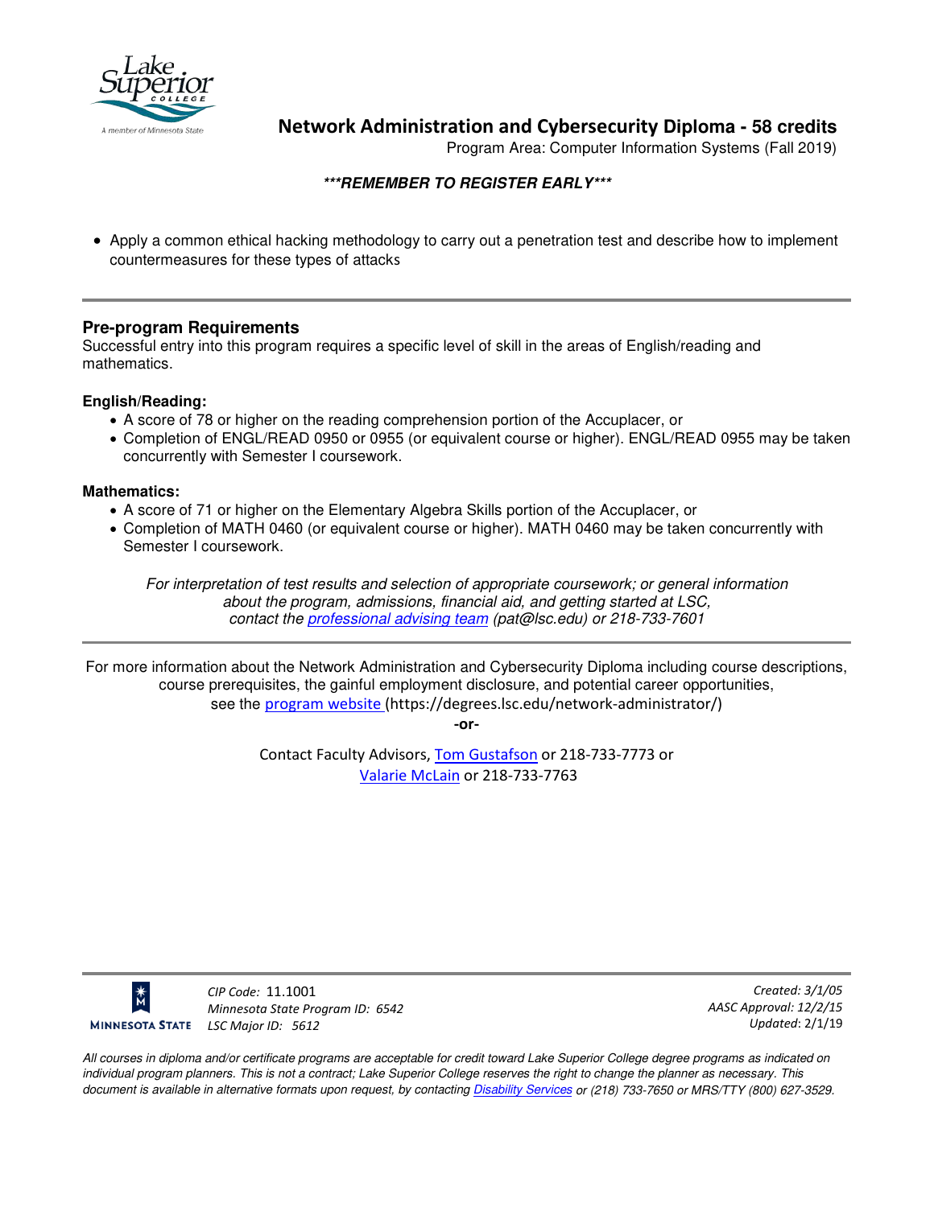- Apply a common ethical hacking methodology to carry out a penetration test and describe how to implement countermeasures for these types of attacks

---

## Pre-program Requirements

Successful entry into this program requires a specific level of skill in the areas of English/reading and mathematics.

**English/Reading:**

- A score of 78 or higher on the reading comprehension portion of the Accuplacer, or
- Completion of ENGL/READ 0950 or 0955 (or equivalent course or higher). ENGL/READ 0955 may be taken concurrently with Semester I coursework.

**Mathematics:**

- A score of 71 or higher on the Elementary Algebra Skills portion of the Accuplacer, or
- Completion of MATH 0460 (or equivalent course or higher). MATH 0460 may be taken concurrently with Semester I coursework.

*For interpretation of test results and selection of appropriate coursework; or general information about the program, admissions, financial aid, and getting started at LSC, contact the professional advising team (pat@lsc.edu) or 218-733-7601*

---

For more information about the Network Administration and Cybersecurity Diploma including course descriptions, course prerequisites, the gainful employment disclosure, and potential career opportunities, see the program website (https://degrees.lsc.edu/network-administrator/)

**-or-**

Contact Faculty Advisors, Tom Gustafson or 218-733-7773 or Valarie McLain or 218-733-7763

---

*CIP Code:* 11.1001
*Minnesota State Program ID: 6542*
*LSC Major ID: 5612*

*Created: 3/1/05*
*AASC Approval: 12/2/15*
*Updated:* 2/1/19

*All courses in diploma and/or certificate programs are acceptable for credit toward Lake Superior College degree programs as indicated on individual program planners. This is not a contract; Lake Superior College reserves the right to change the planner as necessary. This document is available in alternative formats upon request, by contacting Disability Services or (218) 733-7650 or MRS/TTY (800) 627-3529.*